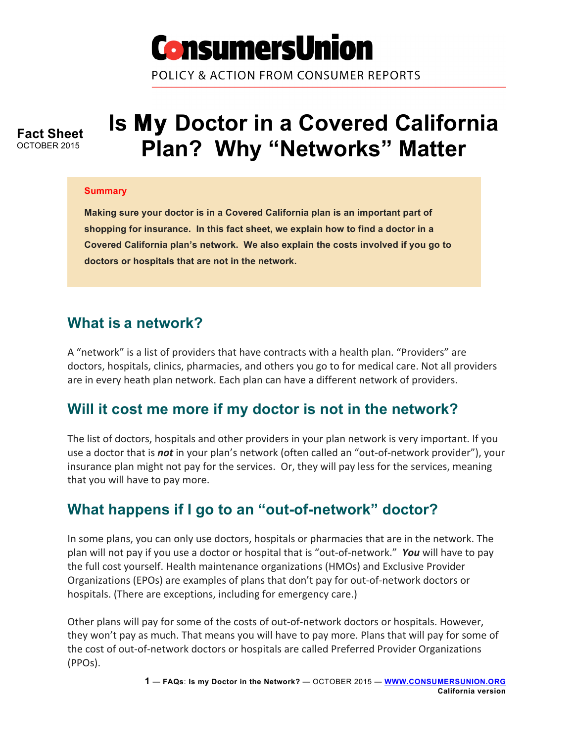**ConsumersUnion**

POLICY & ACTION FROM CONSUMER REPORTS

**Fact Sheet**
OCTOBER 2015

# Is My Doctor in a Covered California Plan? Why "Networks" Matter

**Summary**

**Making sure your doctor is in a Covered California plan is an important part of shopping for insurance. In this fact sheet, we explain how to find a doctor in a Covered California plan's network. We also explain the costs involved if you go to doctors or hospitals that are not in the network.**

## What is a network?

A "network" is a list of providers that have contracts with a health plan. "Providers" are doctors, hospitals, clinics, pharmacies, and others you go to for medical care. Not all providers are in every heath plan network. Each plan can have a different network of providers.

## Will it cost me more if my doctor is not in the network?

The list of doctors, hospitals and other providers in your plan network is very important. If you use a doctor that is ***not*** in your plan's network (often called an "out-of-network provider"), your insurance plan might not pay for the services. Or, they will pay less for the services, meaning that you will have to pay more.

## What happens if I go to an "out-of-network" doctor?

In some plans, you can only use doctors, hospitals or pharmacies that are in the network. The plan will not pay if you use a doctor or hospital that is "out-of-network." ***You*** will have to pay the full cost yourself. Health maintenance organizations (HMOs) and Exclusive Provider Organizations (EPOs) are examples of plans that don't pay for out-of-network doctors or hospitals. (There are exceptions, including for emergency care.)

Other plans will pay for some of the costs of out-of-network doctors or hospitals. However, they won't pay as much. That means you will have to pay more. Plans that will pay for some of the cost of out-of-network doctors or hospitals are called Preferred Provider Organizations (PPOs).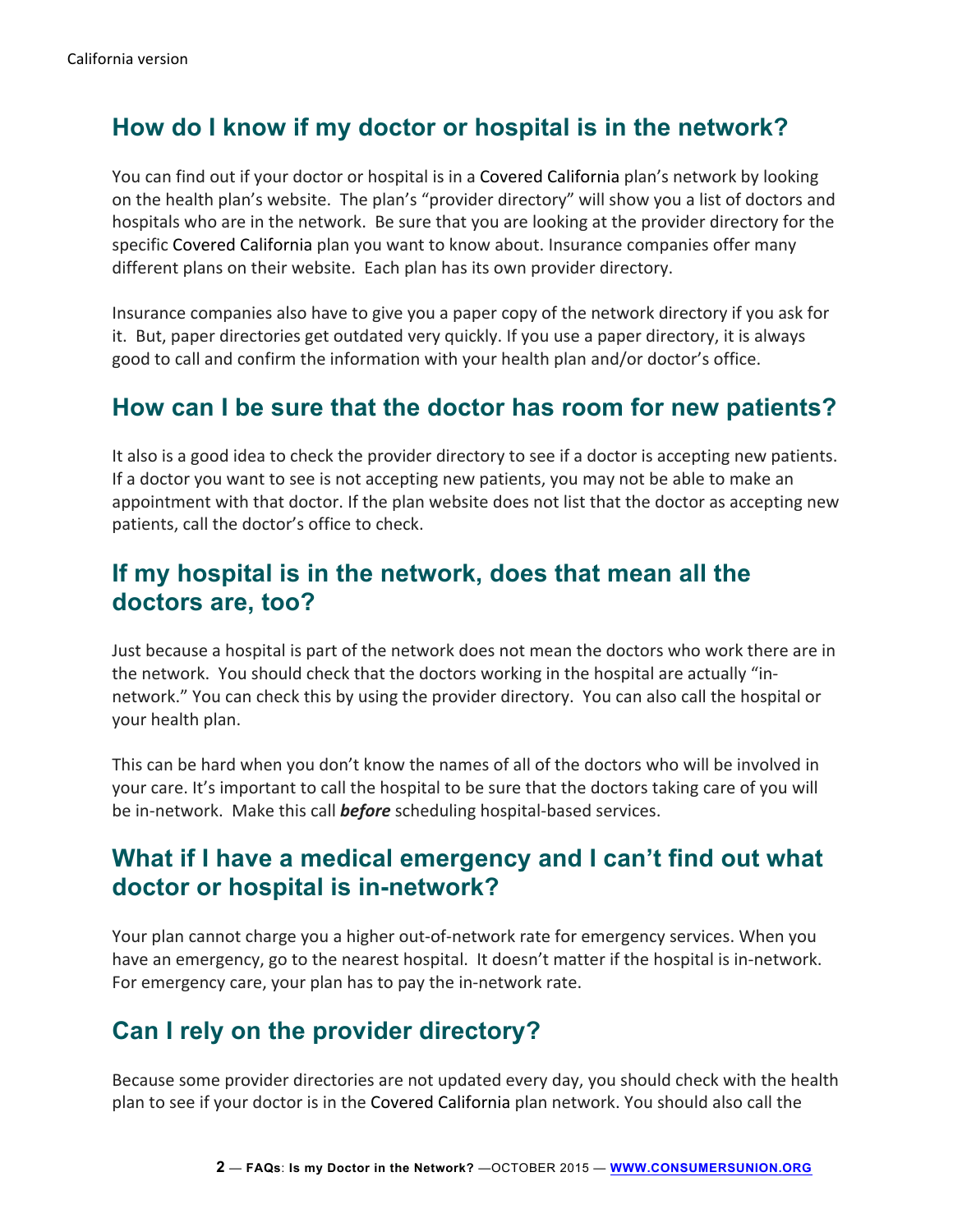California version

## How do I know if my doctor or hospital is in the network?

You can find out if your doctor or hospital is in a Covered California plan's network by looking on the health plan's website. The plan's "provider directory" will show you a list of doctors and hospitals who are in the network. Be sure that you are looking at the provider directory for the specific Covered California plan you want to know about. Insurance companies offer many different plans on their website. Each plan has its own provider directory.

Insurance companies also have to give you a paper copy of the network directory if you ask for it. But, paper directories get outdated very quickly. If you use a paper directory, it is always good to call and confirm the information with your health plan and/or doctor's office.

## How can I be sure that the doctor has room for new patients?

It also is a good idea to check the provider directory to see if a doctor is accepting new patients. If a doctor you want to see is not accepting new patients, you may not be able to make an appointment with that doctor. If the plan website does not list that the doctor as accepting new patients, call the doctor's office to check.

## If my hospital is in the network, does that mean all the doctors are, too?

Just because a hospital is part of the network does not mean the doctors who work there are in the network. You should check that the doctors working in the hospital are actually "in-network." You can check this by using the provider directory. You can also call the hospital or your health plan.

This can be hard when you don't know the names of all of the doctors who will be involved in your care. It's important to call the hospital to be sure that the doctors taking care of you will be in-network. Make this call ***before*** scheduling hospital-based services.

## What if I have a medical emergency and I can't find out what doctor or hospital is in-network?

Your plan cannot charge you a higher out-of-network rate for emergency services. When you have an emergency, go to the nearest hospital. It doesn't matter if the hospital is in-network. For emergency care, your plan has to pay the in-network rate.

## Can I rely on the provider directory?

Because some provider directories are not updated every day, you should check with the health plan to see if your doctor is in the Covered California plan network. You should also call the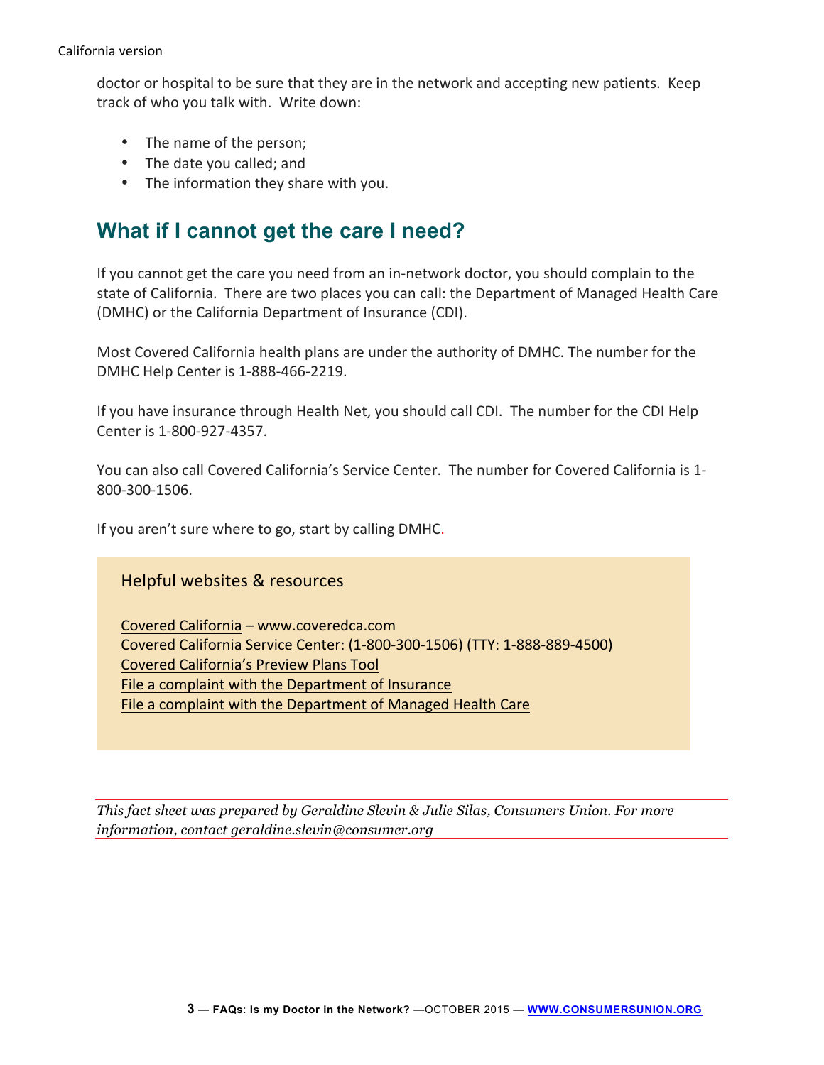doctor or hospital to be sure that they are in the network and accepting new patients. Keep track of who you talk with. Write down:

- The name of the person;
- The date you called; and
- The information they share with you.

## What if I cannot get the care I need?

If you cannot get the care you need from an in-network doctor, you should complain to the state of California. There are two places you can call: the Department of Managed Health Care (DMHC) or the California Department of Insurance (CDI).

Most Covered California health plans are under the authority of DMHC. The number for the DMHC Help Center is 1-888-466-2219.

If you have insurance through Health Net, you should call CDI. The number for the CDI Help Center is 1-800-927-4357.

You can also call Covered California's Service Center. The number for Covered California is 1-800-300-1506.

If you aren't sure where to go, start by calling DMHC.

### Helpful websites & resources

Covered California – www.coveredca.com
Covered California Service Center: (1-800-300-1506) (TTY: 1-888-889-4500)
Covered California's Preview Plans Tool
File a complaint with the Department of Insurance
File a complaint with the Department of Managed Health Care

*This fact sheet was prepared by Geraldine Slevin & Julie Silas, Consumers Union. For more information, contact geraldine.slevin@consumer.org*